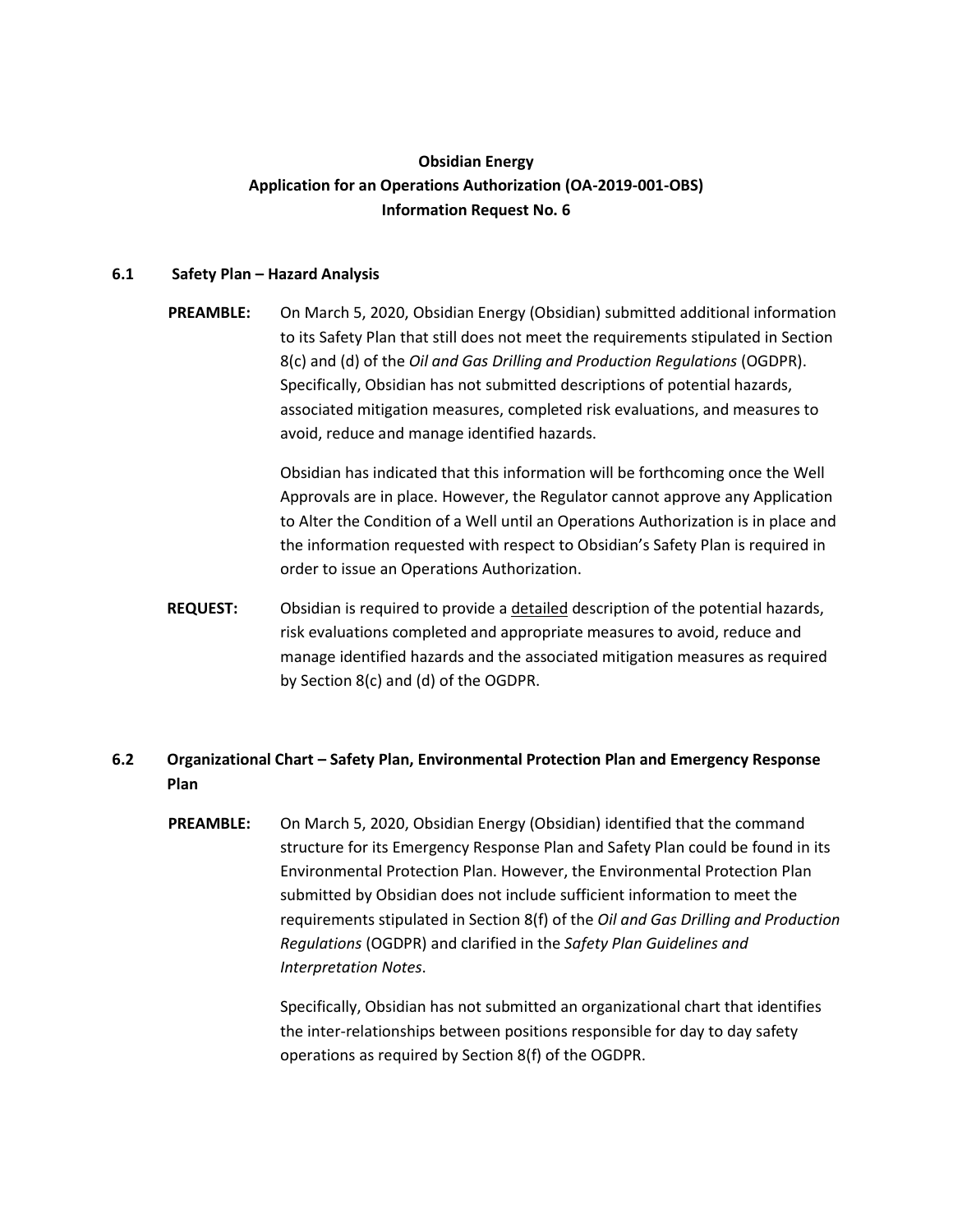**Obsidian Energy**
**Application for an Operations Authorization (OA-2019-001-OBS)**
**Information Request No. 6**

## 6.1 Safety Plan – Hazard Analysis

**PREAMBLE:** On March 5, 2020, Obsidian Energy (Obsidian) submitted additional information to its Safety Plan that still does not meet the requirements stipulated in Section 8(c) and (d) of the *Oil and Gas Drilling and Production Regulations* (OGDPR). Specifically, Obsidian has not submitted descriptions of potential hazards, associated mitigation measures, completed risk evaluations, and measures to avoid, reduce and manage identified hazards.

Obsidian has indicated that this information will be forthcoming once the Well Approvals are in place. However, the Regulator cannot approve any Application to Alter the Condition of a Well until an Operations Authorization is in place and the information requested with respect to Obsidian's Safety Plan is required in order to issue an Operations Authorization.

**REQUEST:** Obsidian is required to provide a <u>detailed</u> description of the potential hazards, risk evaluations completed and appropriate measures to avoid, reduce and manage identified hazards and the associated mitigation measures as required by Section 8(c) and (d) of the OGDPR.

## 6.2 Organizational Chart – Safety Plan, Environmental Protection Plan and Emergency Response Plan

**PREAMBLE:** On March 5, 2020, Obsidian Energy (Obsidian) identified that the command structure for its Emergency Response Plan and Safety Plan could be found in its Environmental Protection Plan. However, the Environmental Protection Plan submitted by Obsidian does not include sufficient information to meet the requirements stipulated in Section 8(f) of the *Oil and Gas Drilling and Production Regulations* (OGDPR) and clarified in the *Safety Plan Guidelines and Interpretation Notes*.

Specifically, Obsidian has not submitted an organizational chart that identifies the inter-relationships between positions responsible for day to day safety operations as required by Section 8(f) of the OGDPR.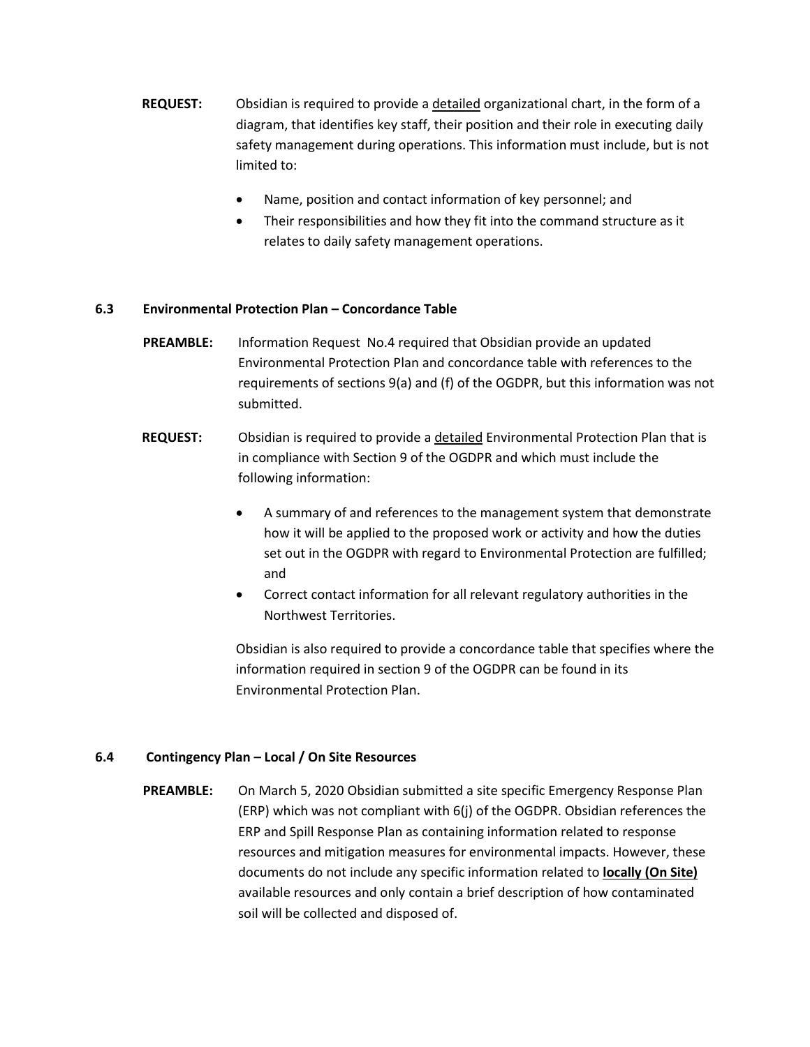**REQUEST:** Obsidian is required to provide a <u>detailed</u> organizational chart, in the form of a diagram, that identifies key staff, their position and their role in executing daily safety management during operations. This information must include, but is not limited to:

- Name, position and contact information of key personnel; and
- Their responsibilities and how they fit into the command structure as it relates to daily safety management operations.

### 6.3 Environmental Protection Plan – Concordance Table

**PREAMBLE:** Information Request No.4 required that Obsidian provide an updated Environmental Protection Plan and concordance table with references to the requirements of sections 9(a) and (f) of the OGDPR, but this information was not submitted.

**REQUEST:** Obsidian is required to provide a <u>detailed</u> Environmental Protection Plan that is in compliance with Section 9 of the OGDPR and which must include the following information:

- A summary of and references to the management system that demonstrate how it will be applied to the proposed work or activity and how the duties set out in the OGDPR with regard to Environmental Protection are fulfilled; and
- Correct contact information for all relevant regulatory authorities in the Northwest Territories.

Obsidian is also required to provide a concordance table that specifies where the information required in section 9 of the OGDPR can be found in its Environmental Protection Plan.

### 6.4 Contingency Plan – Local / On Site Resources

**PREAMBLE:** On March 5, 2020 Obsidian submitted a site specific Emergency Response Plan (ERP) which was not compliant with 6(j) of the OGDPR. Obsidian references the ERP and Spill Response Plan as containing information related to response resources and mitigation measures for environmental impacts. However, these documents do not include any specific information related to **<u>locally (On Site)</u>** available resources and only contain a brief description of how contaminated soil will be collected and disposed of.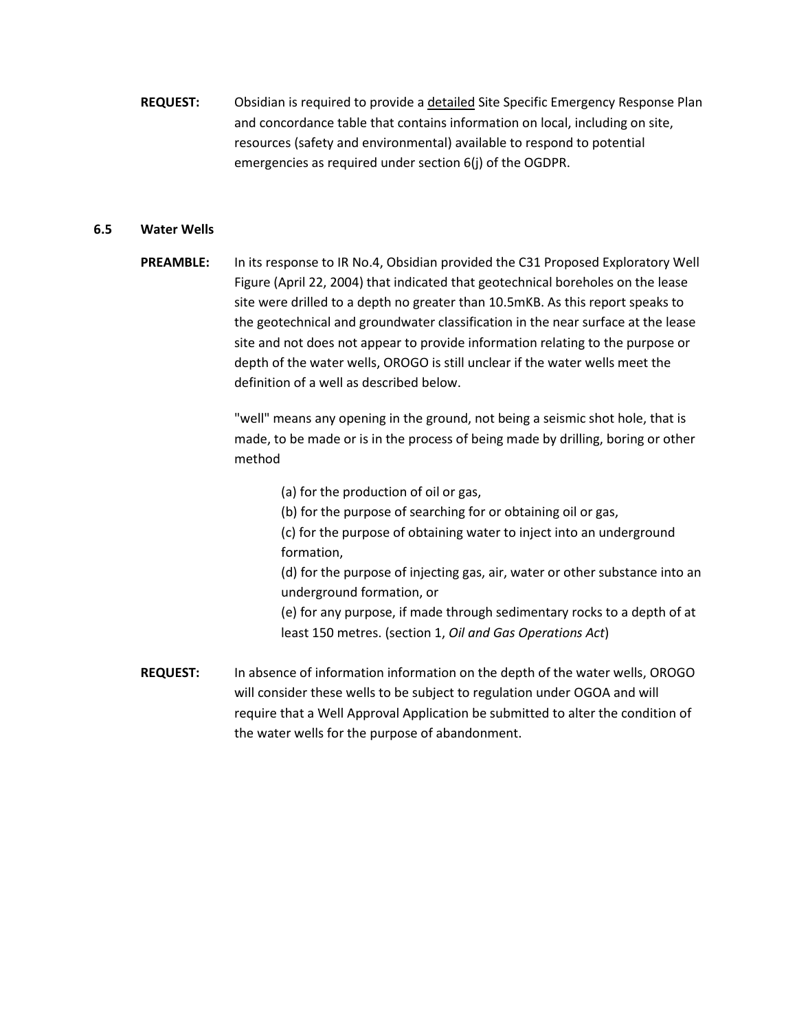**REQUEST:** Obsidian is required to provide a <u>detailed</u> Site Specific Emergency Response Plan and concordance table that contains information on local, including on site, resources (safety and environmental) available to respond to potential emergencies as required under section 6(j) of the OGDPR.

### 6.5 Water Wells

**PREAMBLE:** In its response to IR No.4, Obsidian provided the C31 Proposed Exploratory Well Figure (April 22, 2004) that indicated that geotechnical boreholes on the lease site were drilled to a depth no greater than 10.5mKB. As this report speaks to the geotechnical and groundwater classification in the near surface at the lease site and not does not appear to provide information relating to the purpose or depth of the water wells, OROGO is still unclear if the water wells meet the definition of a well as described below.

"well" means any opening in the ground, not being a seismic shot hole, that is made, to be made or is in the process of being made by drilling, boring or other method

(a) for the production of oil or gas,
(b) for the purpose of searching for or obtaining oil or gas,
(c) for the purpose of obtaining water to inject into an underground formation,
(d) for the purpose of injecting gas, air, water or other substance into an underground formation, or
(e) for any purpose, if made through sedimentary rocks to a depth of at least 150 metres. (section 1, *Oil and Gas Operations Act*)

**REQUEST:** In absence of information information on the depth of the water wells, OROGO will consider these wells to be subject to regulation under OGOA and will require that a Well Approval Application be submitted to alter the condition of the water wells for the purpose of abandonment.